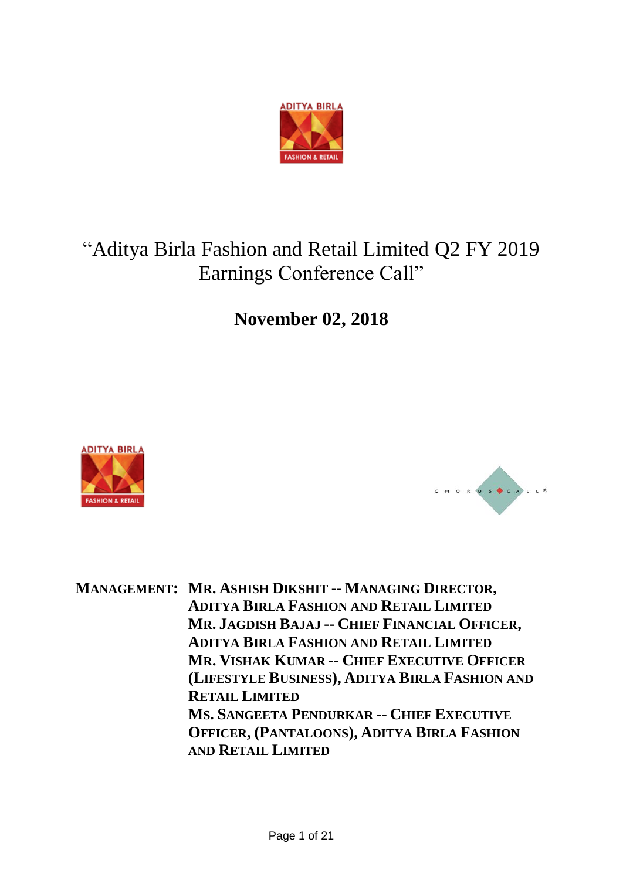# "Aditya Birla Fashion and Retail Limited Q2 FY 2019 Earnings Conference Call"

## November 02, 2018

**MANAGEMENT:** **MR. ASHISH DIKSHIT -- MANAGING DIRECTOR, ADITYA BIRLA FASHION AND RETAIL LIMITED**
**MR. JAGDISH BAJAJ -- CHIEF FINANCIAL OFFICER, ADITYA BIRLA FASHION AND RETAIL LIMITED**
**MR. VISHAK KUMAR -- CHIEF EXECUTIVE OFFICER (LIFESTYLE BUSINESS), ADITYA BIRLA FASHION AND RETAIL LIMITED**
**MS. SANGEETA PENDURKAR -- CHIEF EXECUTIVE OFFICER, (PANTALOONS), ADITYA BIRLA FASHION AND RETAIL LIMITED**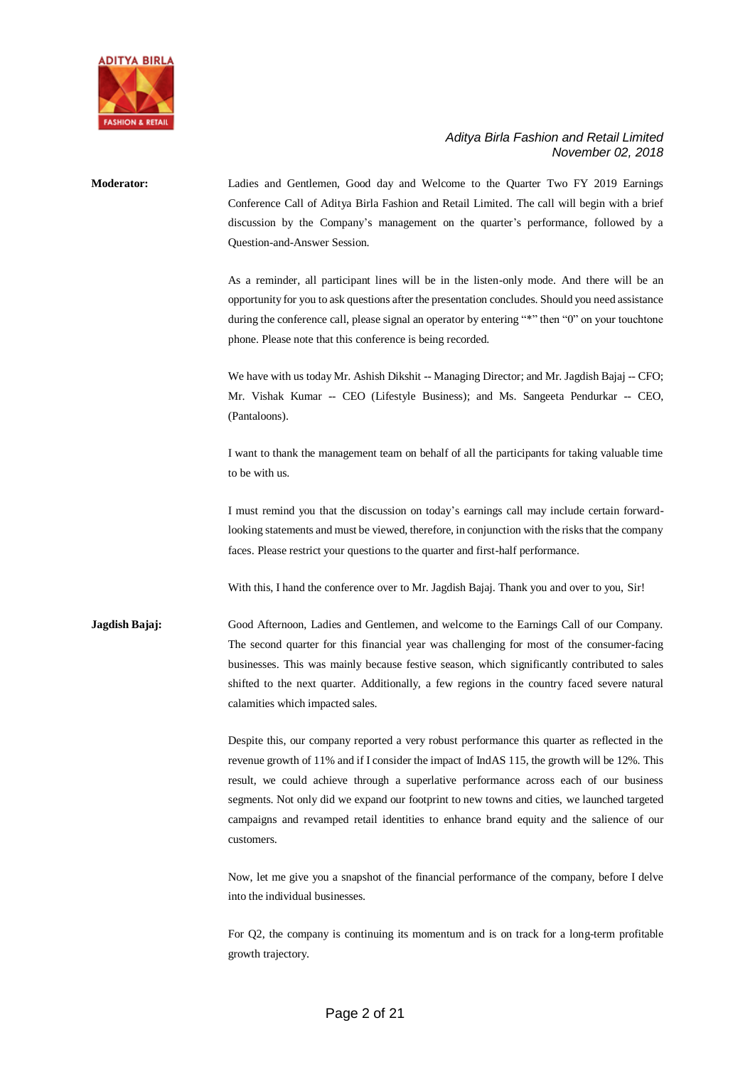**Moderator:** Ladies and Gentlemen, Good day and Welcome to the Quarter Two FY 2019 Earnings Conference Call of Aditya Birla Fashion and Retail Limited. The call will begin with a brief discussion by the Company's management on the quarter's performance, followed by a Question-and-Answer Session.

As a reminder, all participant lines will be in the listen-only mode. And there will be an opportunity for you to ask questions after the presentation concludes. Should you need assistance during the conference call, please signal an operator by entering "*" then "0" on your touchtone phone. Please note that this conference is being recorded.

We have with us today Mr. Ashish Dikshit -- Managing Director; and Mr. Jagdish Bajaj -- CFO; Mr. Vishak Kumar -- CEO (Lifestyle Business); and Ms. Sangeeta Pendurkar -- CEO, (Pantaloons).

I want to thank the management team on behalf of all the participants for taking valuable time to be with us.

I must remind you that the discussion on today's earnings call may include certain forward-looking statements and must be viewed, therefore, in conjunction with the risks that the company faces. Please restrict your questions to the quarter and first-half performance.

With this, I hand the conference over to Mr. Jagdish Bajaj. Thank you and over to you, Sir!

**Jagdish Bajaj:** Good Afternoon, Ladies and Gentlemen, and welcome to the Earnings Call of our Company. The second quarter for this financial year was challenging for most of the consumer-facing businesses. This was mainly because festive season, which significantly contributed to sales shifted to the next quarter. Additionally, a few regions in the country faced severe natural calamities which impacted sales.

Despite this, our company reported a very robust performance this quarter as reflected in the revenue growth of 11% and if I consider the impact of IndAS 115, the growth will be 12%. This result, we could achieve through a superlative performance across each of our business segments. Not only did we expand our footprint to new towns and cities, we launched targeted campaigns and revamped retail identities to enhance brand equity and the salience of our customers.

Now, let me give you a snapshot of the financial performance of the company, before I delve into the individual businesses.

For Q2, the company is continuing its momentum and is on track for a long-term profitable growth trajectory.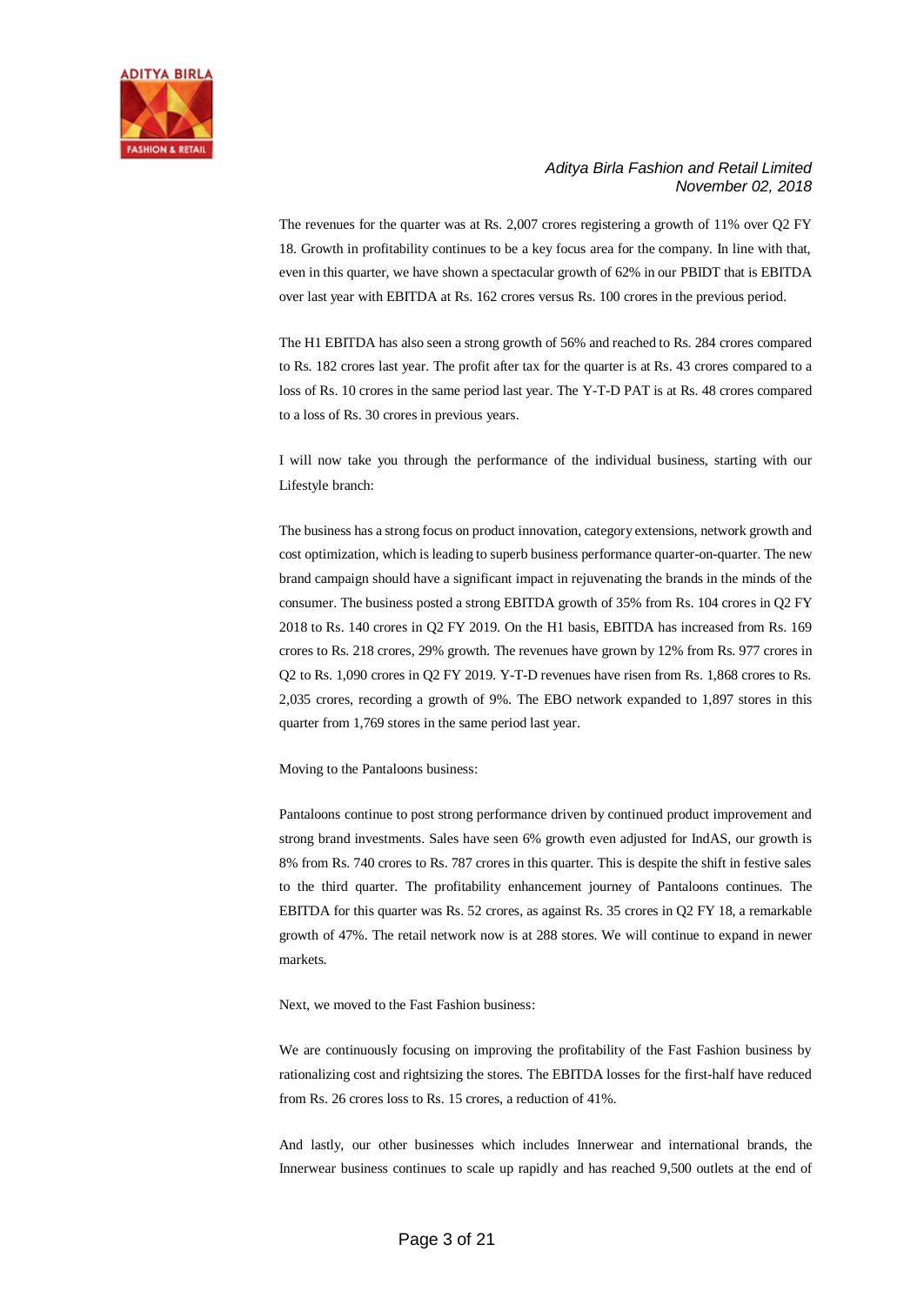The revenues for the quarter was at Rs. 2,007 crores registering a growth of 11% over Q2 FY 18. Growth in profitability continues to be a key focus area for the company. In line with that, even in this quarter, we have shown a spectacular growth of 62% in our PBIDT that is EBITDA over last year with EBITDA at Rs. 162 crores versus Rs. 100 crores in the previous period.

The H1 EBITDA has also seen a strong growth of 56% and reached to Rs. 284 crores compared to Rs. 182 crores last year. The profit after tax for the quarter is at Rs. 43 crores compared to a loss of Rs. 10 crores in the same period last year. The Y-T-D PAT is at Rs. 48 crores compared to a loss of Rs. 30 crores in previous years.

I will now take you through the performance of the individual business, starting with our Lifestyle branch:

The business has a strong focus on product innovation, category extensions, network growth and cost optimization, which is leading to superb business performance quarter-on-quarter. The new brand campaign should have a significant impact in rejuvenating the brands in the minds of the consumer. The business posted a strong EBITDA growth of 35% from Rs. 104 crores in Q2 FY 2018 to Rs. 140 crores in Q2 FY 2019. On the H1 basis, EBITDA has increased from Rs. 169 crores to Rs. 218 crores, 29% growth. The revenues have grown by 12% from Rs. 977 crores in Q2 to Rs. 1,090 crores in Q2 FY 2019. Y-T-D revenues have risen from Rs. 1,868 crores to Rs. 2,035 crores, recording a growth of 9%. The EBO network expanded to 1,897 stores in this quarter from 1,769 stores in the same period last year.

Moving to the Pantaloons business:

Pantaloons continue to post strong performance driven by continued product improvement and strong brand investments. Sales have seen 6% growth even adjusted for IndAS, our growth is 8% from Rs. 740 crores to Rs. 787 crores in this quarter. This is despite the shift in festive sales to the third quarter. The profitability enhancement journey of Pantaloons continues. The EBITDA for this quarter was Rs. 52 crores, as against Rs. 35 crores in Q2 FY 18, a remarkable growth of 47%. The retail network now is at 288 stores. We will continue to expand in newer markets.

Next, we moved to the Fast Fashion business:

We are continuously focusing on improving the profitability of the Fast Fashion business by rationalizing cost and rightsizing the stores. The EBITDA losses for the first-half have reduced from Rs. 26 crores loss to Rs. 15 crores, a reduction of 41%.

And lastly, our other businesses which includes Innerwear and international brands, the Innerwear business continues to scale up rapidly and has reached 9,500 outlets at the end of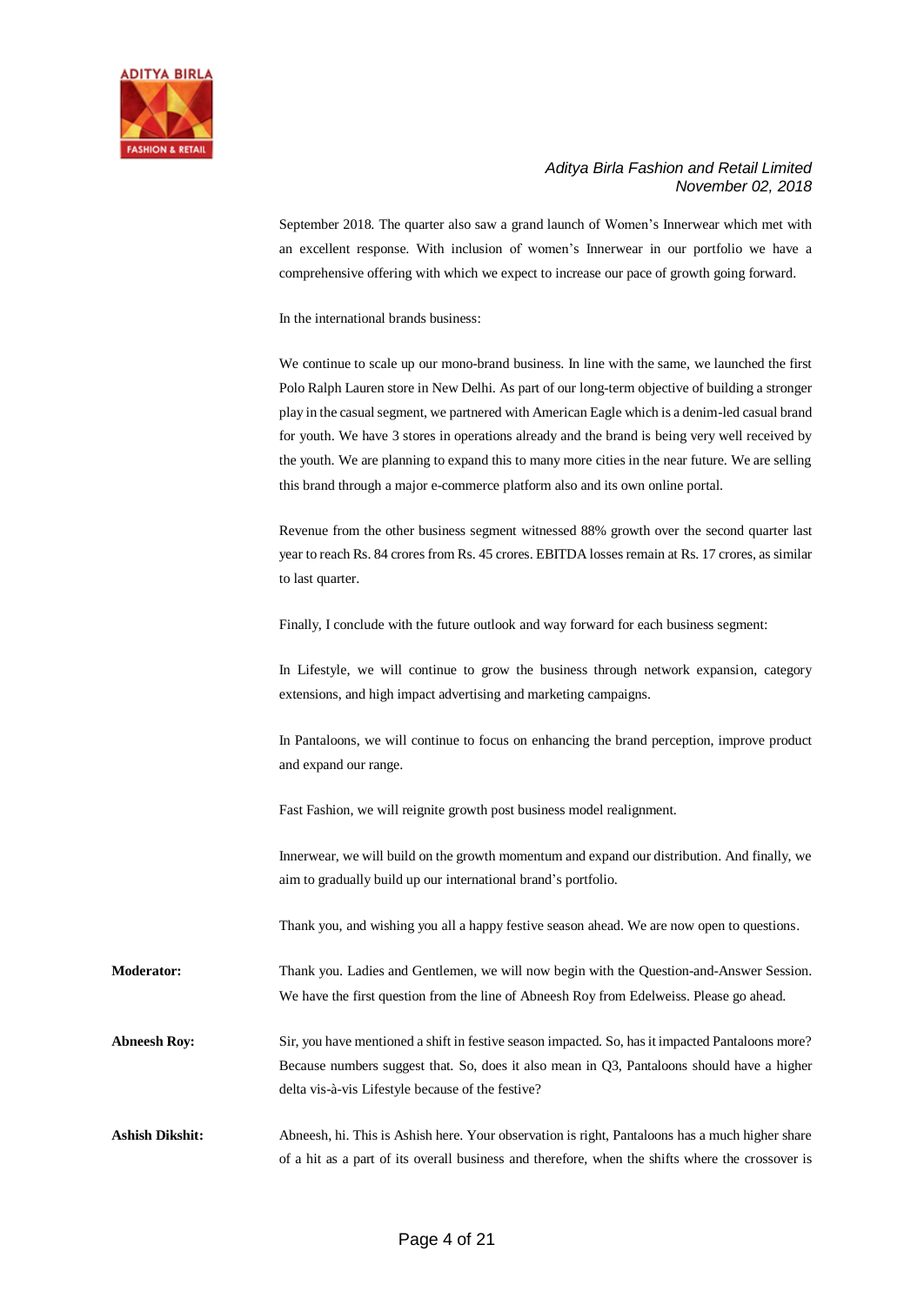September 2018. The quarter also saw a grand launch of Women's Innerwear which met with an excellent response. With inclusion of women's Innerwear in our portfolio we have a comprehensive offering with which we expect to increase our pace of growth going forward.

In the international brands business:

We continue to scale up our mono-brand business. In line with the same, we launched the first Polo Ralph Lauren store in New Delhi. As part of our long-term objective of building a stronger play in the casual segment, we partnered with American Eagle which is a denim-led casual brand for youth. We have 3 stores in operations already and the brand is being very well received by the youth. We are planning to expand this to many more cities in the near future. We are selling this brand through a major e-commerce platform also and its own online portal.

Revenue from the other business segment witnessed 88% growth over the second quarter last year to reach Rs. 84 crores from Rs. 45 crores. EBITDA losses remain at Rs. 17 crores, as similar to last quarter.

Finally, I conclude with the future outlook and way forward for each business segment:

In Lifestyle, we will continue to grow the business through network expansion, category extensions, and high impact advertising and marketing campaigns.

In Pantaloons, we will continue to focus on enhancing the brand perception, improve product and expand our range.

Fast Fashion, we will reignite growth post business model realignment.

Innerwear, we will build on the growth momentum and expand our distribution. And finally, we aim to gradually build up our international brand's portfolio.

Thank you, and wishing you all a happy festive season ahead. We are now open to questions.

**Moderator:** Thank you. Ladies and Gentlemen, we will now begin with the Question-and-Answer Session. We have the first question from the line of Abneesh Roy from Edelweiss. Please go ahead.

**Abneesh Roy:** Sir, you have mentioned a shift in festive season impacted. So, has it impacted Pantaloons more? Because numbers suggest that. So, does it also mean in Q3, Pantaloons should have a higher delta vis-à-vis Lifestyle because of the festive?

**Ashish Dikshit:** Abneesh, hi. This is Ashish here. Your observation is right, Pantaloons has a much higher share of a hit as a part of its overall business and therefore, when the shifts where the crossover is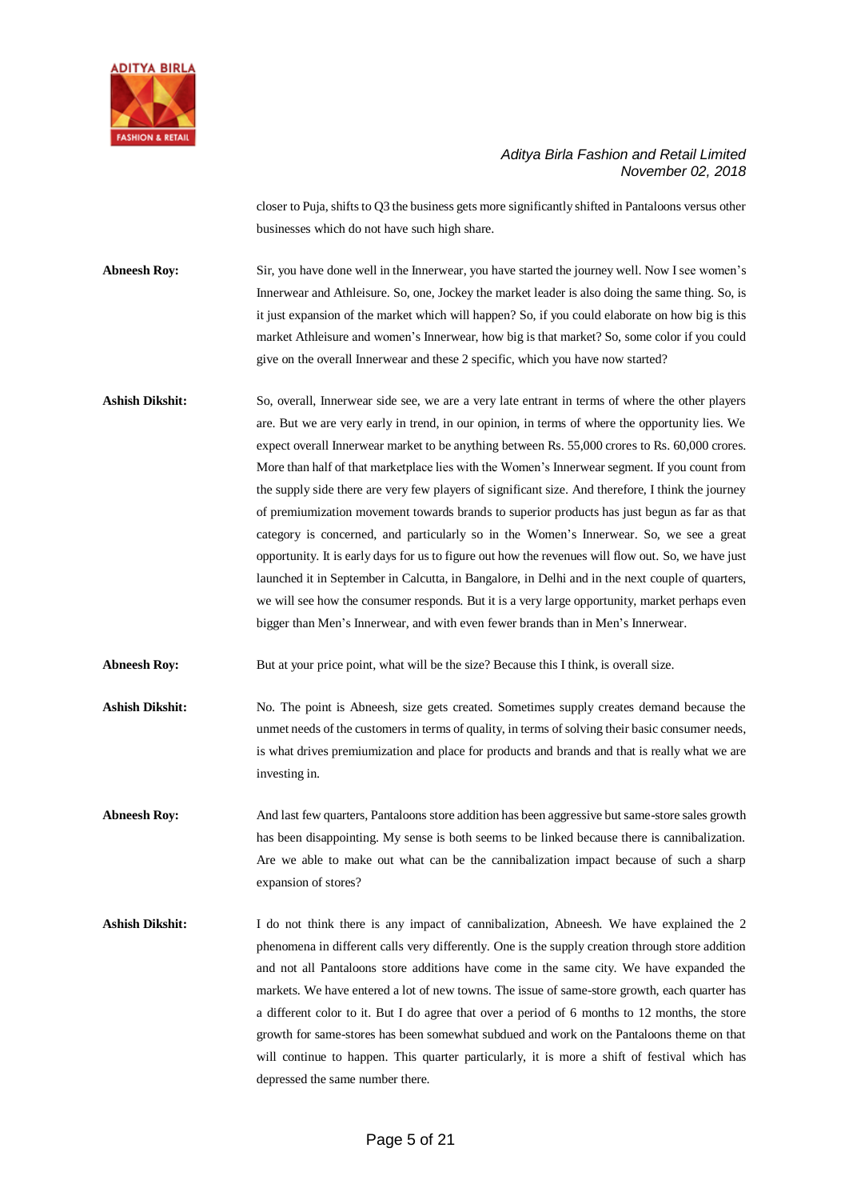closer to Puja, shifts to Q3 the business gets more significantly shifted in Pantaloons versus other businesses which do not have such high share.

**Abneesh Roy:** Sir, you have done well in the Innerwear, you have started the journey well. Now I see women's Innerwear and Athleisure. So, one, Jockey the market leader is also doing the same thing. So, is it just expansion of the market which will happen? So, if you could elaborate on how big is this market Athleisure and women's Innerwear, how big is that market? So, some color if you could give on the overall Innerwear and these 2 specific, which you have now started?

**Ashish Dikshit:** So, overall, Innerwear side see, we are a very late entrant in terms of where the other players are. But we are very early in trend, in our opinion, in terms of where the opportunity lies. We expect overall Innerwear market to be anything between Rs. 55,000 crores to Rs. 60,000 crores. More than half of that marketplace lies with the Women's Innerwear segment. If you count from the supply side there are very few players of significant size. And therefore, I think the journey of premiumization movement towards brands to superior products has just begun as far as that category is concerned, and particularly so in the Women's Innerwear. So, we see a great opportunity. It is early days for us to figure out how the revenues will flow out. So, we have just launched it in September in Calcutta, in Bangalore, in Delhi and in the next couple of quarters, we will see how the consumer responds. But it is a very large opportunity, market perhaps even bigger than Men's Innerwear, and with even fewer brands than in Men's Innerwear.

**Abneesh Roy:** But at your price point, what will be the size? Because this I think, is overall size.

**Ashish Dikshit:** No. The point is Abneesh, size gets created. Sometimes supply creates demand because the unmet needs of the customers in terms of quality, in terms of solving their basic consumer needs, is what drives premiumization and place for products and brands and that is really what we are investing in.

**Abneesh Roy:** And last few quarters, Pantaloons store addition has been aggressive but same-store sales growth has been disappointing. My sense is both seems to be linked because there is cannibalization. Are we able to make out what can be the cannibalization impact because of such a sharp expansion of stores?

**Ashish Dikshit:** I do not think there is any impact of cannibalization, Abneesh. We have explained the 2 phenomena in different calls very differently. One is the supply creation through store addition and not all Pantaloons store additions have come in the same city. We have expanded the markets. We have entered a lot of new towns. The issue of same-store growth, each quarter has a different color to it. But I do agree that over a period of 6 months to 12 months, the store growth for same-stores has been somewhat subdued and work on the Pantaloons theme on that will continue to happen. This quarter particularly, it is more a shift of festival which has depressed the same number there.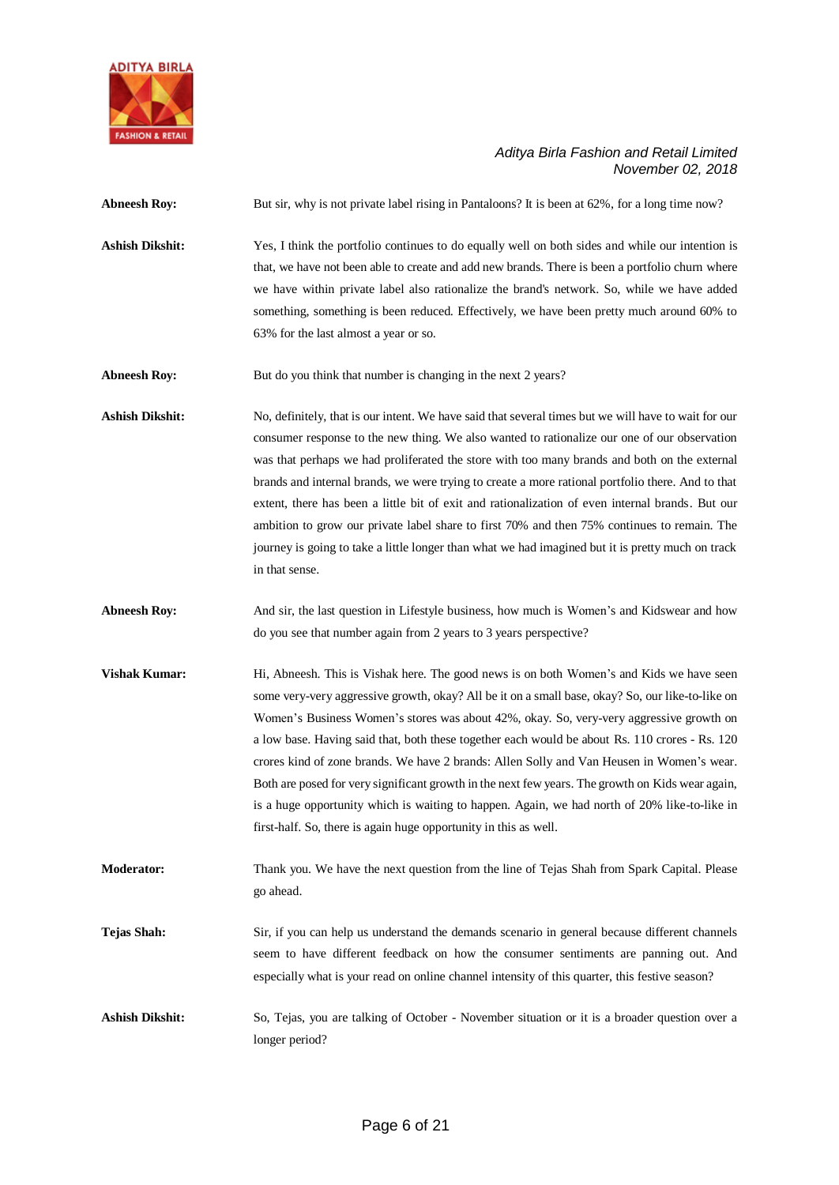**Abneesh Roy:** But sir, why is not private label rising in Pantaloons? It is been at 62%, for a long time now?

**Ashish Dikshit:** Yes, I think the portfolio continues to do equally well on both sides and while our intention is that, we have not been able to create and add new brands. There is been a portfolio churn where we have within private label also rationalize the brand's network. So, while we have added something, something is been reduced. Effectively, we have been pretty much around 60% to 63% for the last almost a year or so.

**Abneesh Roy:** But do you think that number is changing in the next 2 years?

**Ashish Dikshit:** No, definitely, that is our intent. We have said that several times but we will have to wait for our consumer response to the new thing. We also wanted to rationalize our one of our observation was that perhaps we had proliferated the store with too many brands and both on the external brands and internal brands, we were trying to create a more rational portfolio there. And to that extent, there has been a little bit of exit and rationalization of even internal brands. But our ambition to grow our private label share to first 70% and then 75% continues to remain. The journey is going to take a little longer than what we had imagined but it is pretty much on track in that sense.

**Abneesh Roy:** And sir, the last question in Lifestyle business, how much is Women's and Kidswear and how do you see that number again from 2 years to 3 years perspective?

**Vishak Kumar:** Hi, Abneesh. This is Vishak here. The good news is on both Women's and Kids we have seen some very-very aggressive growth, okay? All be it on a small base, okay? So, our like-to-like on Women's Business Women's stores was about 42%, okay. So, very-very aggressive growth on a low base. Having said that, both these together each would be about Rs. 110 crores - Rs. 120 crores kind of zone brands. We have 2 brands: Allen Solly and Van Heusen in Women's wear. Both are posed for very significant growth in the next few years. The growth on Kids wear again, is a huge opportunity which is waiting to happen. Again, we had north of 20% like-to-like in first-half. So, there is again huge opportunity in this as well.

**Moderator:** Thank you. We have the next question from the line of Tejas Shah from Spark Capital. Please go ahead.

**Tejas Shah:** Sir, if you can help us understand the demands scenario in general because different channels seem to have different feedback on how the consumer sentiments are panning out. And especially what is your read on online channel intensity of this quarter, this festive season?

**Ashish Dikshit:** So, Tejas, you are talking of October - November situation or it is a broader question over a longer period?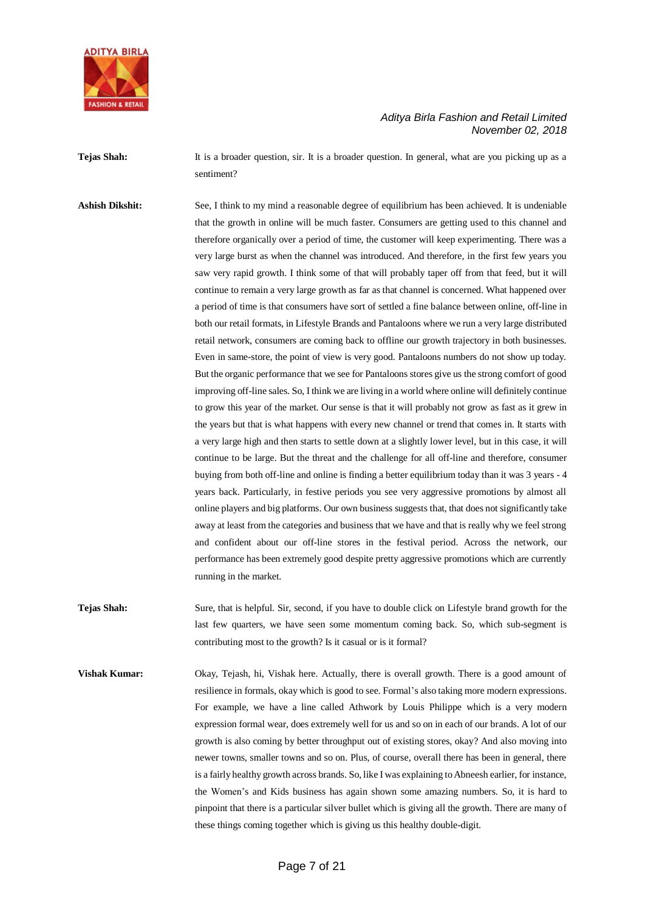**Tejas Shah:** It is a broader question, sir. It is a broader question. In general, what are you picking up as a sentiment?

**Ashish Dikshit:** See, I think to my mind a reasonable degree of equilibrium has been achieved. It is undeniable that the growth in online will be much faster. Consumers are getting used to this channel and therefore organically over a period of time, the customer will keep experimenting. There was a very large burst as when the channel was introduced. And therefore, in the first few years you saw very rapid growth. I think some of that will probably taper off from that feed, but it will continue to remain a very large growth as far as that channel is concerned. What happened over a period of time is that consumers have sort of settled a fine balance between online, off-line in both our retail formats, in Lifestyle Brands and Pantaloons where we run a very large distributed retail network, consumers are coming back to offline our growth trajectory in both businesses. Even in same-store, the point of view is very good. Pantaloons numbers do not show up today. But the organic performance that we see for Pantaloons stores give us the strong comfort of good improving off-line sales. So, I think we are living in a world where online will definitely continue to grow this year of the market. Our sense is that it will probably not grow as fast as it grew in the years but that is what happens with every new channel or trend that comes in. It starts with a very large high and then starts to settle down at a slightly lower level, but in this case, it will continue to be large. But the threat and the challenge for all off-line and therefore, consumer buying from both off-line and online is finding a better equilibrium today than it was 3 years - 4 years back. Particularly, in festive periods you see very aggressive promotions by almost all online players and big platforms. Our own business suggests that, that does not significantly take away at least from the categories and business that we have and that is really why we feel strong and confident about our off-line stores in the festival period. Across the network, our performance has been extremely good despite pretty aggressive promotions which are currently running in the market.

**Tejas Shah:** Sure, that is helpful. Sir, second, if you have to double click on Lifestyle brand growth for the last few quarters, we have seen some momentum coming back. So, which sub-segment is contributing most to the growth? Is it casual or is it formal?

**Vishak Kumar:** Okay, Tejash, hi, Vishak here. Actually, there is overall growth. There is a good amount of resilience in formals, okay which is good to see. Formal's also taking more modern expressions. For example, we have a line called Athwork by Louis Philippe which is a very modern expression formal wear, does extremely well for us and so on in each of our brands. A lot of our growth is also coming by better throughput out of existing stores, okay? And also moving into newer towns, smaller towns and so on. Plus, of course, overall there has been in general, there is a fairly healthy growth across brands. So, like I was explaining to Abneesh earlier, for instance, the Women's and Kids business has again shown some amazing numbers. So, it is hard to pinpoint that there is a particular silver bullet which is giving all the growth. There are many of these things coming together which is giving us this healthy double-digit.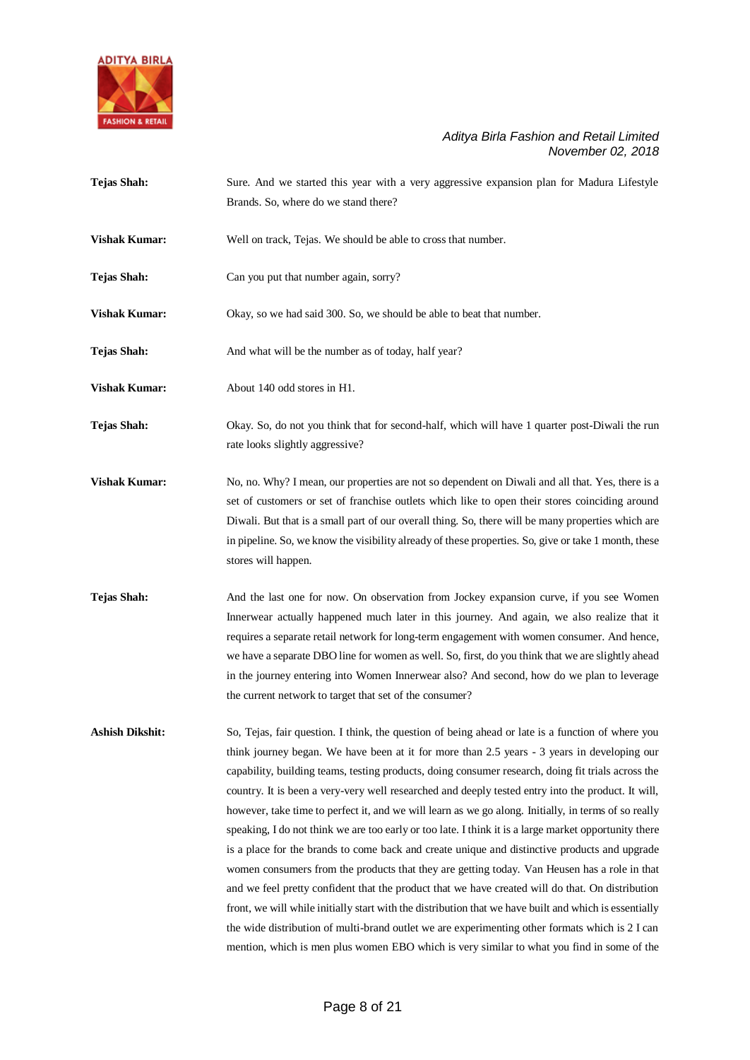**Tejas Shah:** Sure. And we started this year with a very aggressive expansion plan for Madura Lifestyle Brands. So, where do we stand there?

**Vishak Kumar:** Well on track, Tejas. We should be able to cross that number.

**Tejas Shah:** Can you put that number again, sorry?

**Vishak Kumar:** Okay, so we had said 300. So, we should be able to beat that number.

**Tejas Shah:** And what will be the number as of today, half year?

**Vishak Kumar:** About 140 odd stores in H1.

**Tejas Shah:** Okay. So, do not you think that for second-half, which will have 1 quarter post-Diwali the run rate looks slightly aggressive?

**Vishak Kumar:** No, no. Why? I mean, our properties are not so dependent on Diwali and all that. Yes, there is a set of customers or set of franchise outlets which like to open their stores coinciding around Diwali. But that is a small part of our overall thing. So, there will be many properties which are in pipeline. So, we know the visibility already of these properties. So, give or take 1 month, these stores will happen.

**Tejas Shah:** And the last one for now. On observation from Jockey expansion curve, if you see Women Innerwear actually happened much later in this journey. And again, we also realize that it requires a separate retail network for long-term engagement with women consumer. And hence, we have a separate DBO line for women as well. So, first, do you think that we are slightly ahead in the journey entering into Women Innerwear also? And second, how do we plan to leverage the current network to target that set of the consumer?

**Ashish Dikshit:** So, Tejas, fair question. I think, the question of being ahead or late is a function of where you think journey began. We have been at it for more than 2.5 years - 3 years in developing our capability, building teams, testing products, doing consumer research, doing fit trials across the country. It is been a very-very well researched and deeply tested entry into the product. It will, however, take time to perfect it, and we will learn as we go along. Initially, in terms of so really speaking, I do not think we are too early or too late. I think it is a large market opportunity there is a place for the brands to come back and create unique and distinctive products and upgrade women consumers from the products that they are getting today. Van Heusen has a role in that and we feel pretty confident that the product that we have created will do that. On distribution front, we will while initially start with the distribution that we have built and which is essentially the wide distribution of multi-brand outlet we are experimenting other formats which is 2 I can mention, which is men plus women EBO which is very similar to what you find in some of the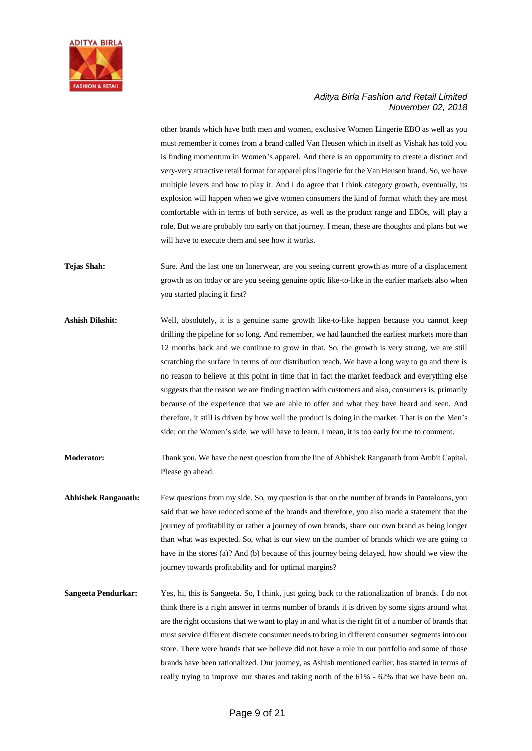other brands which have both men and women, exclusive Women Lingerie EBO as well as you must remember it comes from a brand called Van Heusen which in itself as Vishak has told you is finding momentum in Women's apparel. And there is an opportunity to create a distinct and very-very attractive retail format for apparel plus lingerie for the Van Heusen brand. So, we have multiple levers and how to play it. And I do agree that I think category growth, eventually, its explosion will happen when we give women consumers the kind of format which they are most comfortable with in terms of both service, as well as the product range and EBOs, will play a role. But we are probably too early on that journey. I mean, these are thoughts and plans but we will have to execute them and see how it works.

**Tejas Shah:** Sure. And the last one on Innerwear, are you seeing current growth as more of a displacement growth as on today or are you seeing genuine optic like-to-like in the earlier markets also when you started placing it first?

**Ashish Dikshit:** Well, absolutely, it is a genuine same growth like-to-like happen because you cannot keep drilling the pipeline for so long. And remember, we had launched the earliest markets more than 12 months back and we continue to grow in that. So, the growth is very strong, we are still scratching the surface in terms of our distribution reach. We have a long way to go and there is no reason to believe at this point in time that in fact the market feedback and everything else suggests that the reason we are finding traction with customers and also, consumers is, primarily because of the experience that we are able to offer and what they have heard and seen. And therefore, it still is driven by how well the product is doing in the market. That is on the Men's side; on the Women's side, we will have to learn. I mean, it is too early for me to comment.

**Moderator:** Thank you. We have the next question from the line of Abhishek Ranganath from Ambit Capital. Please go ahead.

**Abhishek Ranganath:** Few questions from my side. So, my question is that on the number of brands in Pantaloons, you said that we have reduced some of the brands and therefore, you also made a statement that the journey of profitability or rather a journey of own brands, share our own brand as being longer than what was expected. So, what is our view on the number of brands which we are going to have in the stores (a)? And (b) because of this journey being delayed, how should we view the journey towards profitability and for optimal margins?

**Sangeeta Pendurkar:** Yes, hi, this is Sangeeta. So, I think, just going back to the rationalization of brands. I do not think there is a right answer in terms number of brands it is driven by some signs around what are the right occasions that we want to play in and what is the right fit of a number of brands that must service different discrete consumer needs to bring in different consumer segments into our store. There were brands that we believe did not have a role in our portfolio and some of those brands have been rationalized. Our journey, as Ashish mentioned earlier, has started in terms of really trying to improve our shares and taking north of the 61% - 62% that we have been on.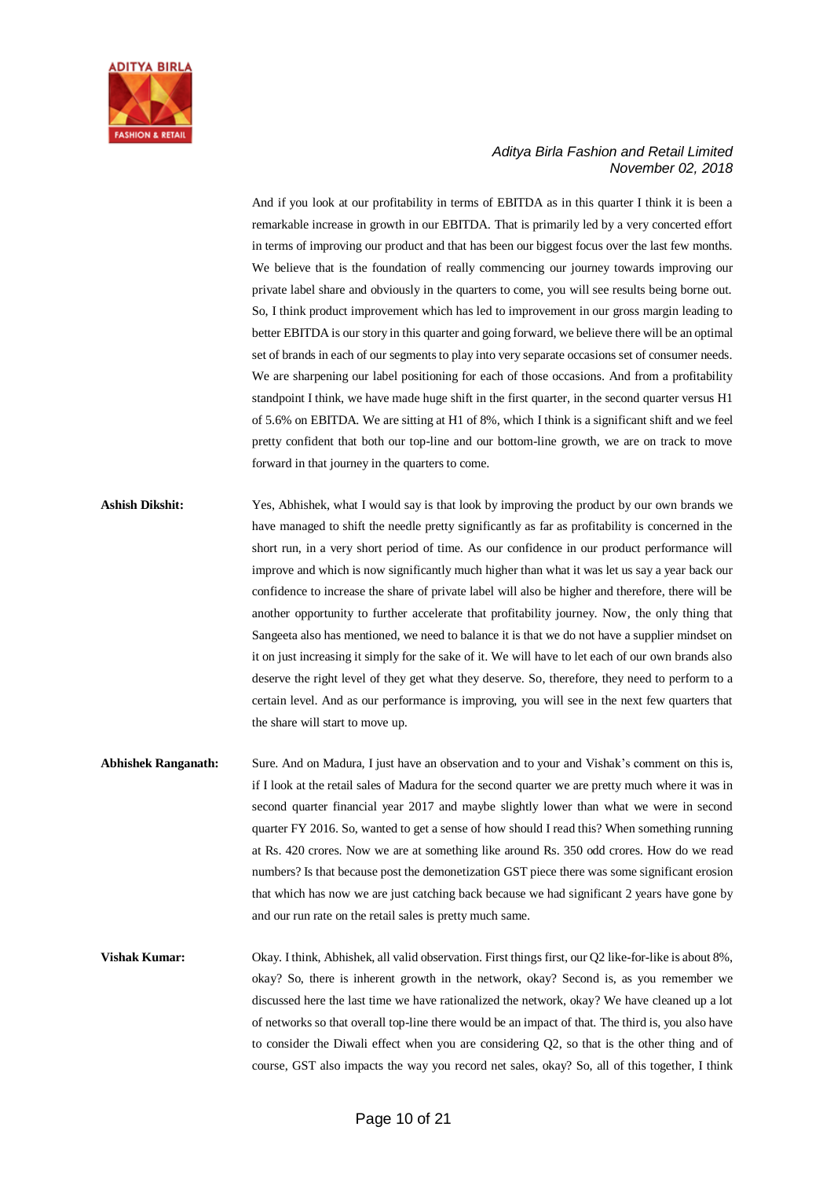And if you look at our profitability in terms of EBITDA as in this quarter I think it is been a remarkable increase in growth in our EBITDA. That is primarily led by a very concerted effort in terms of improving our product and that has been our biggest focus over the last few months. We believe that is the foundation of really commencing our journey towards improving our private label share and obviously in the quarters to come, you will see results being borne out. So, I think product improvement which has led to improvement in our gross margin leading to better EBITDA is our story in this quarter and going forward, we believe there will be an optimal set of brands in each of our segments to play into very separate occasions set of consumer needs. We are sharpening our label positioning for each of those occasions. And from a profitability standpoint I think, we have made huge shift in the first quarter, in the second quarter versus H1 of 5.6% on EBITDA. We are sitting at H1 of 8%, which I think is a significant shift and we feel pretty confident that both our top-line and our bottom-line growth, we are on track to move forward in that journey in the quarters to come.

**Ashish Dikshit:** Yes, Abhishek, what I would say is that look by improving the product by our own brands we have managed to shift the needle pretty significantly as far as profitability is concerned in the short run, in a very short period of time. As our confidence in our product performance will improve and which is now significantly much higher than what it was let us say a year back our confidence to increase the share of private label will also be higher and therefore, there will be another opportunity to further accelerate that profitability journey. Now, the only thing that Sangeeta also has mentioned, we need to balance it is that we do not have a supplier mindset on it on just increasing it simply for the sake of it. We will have to let each of our own brands also deserve the right level of they get what they deserve. So, therefore, they need to perform to a certain level. And as our performance is improving, you will see in the next few quarters that the share will start to move up.

**Abhishek Ranganath:** Sure. And on Madura, I just have an observation and to your and Vishak's comment on this is, if I look at the retail sales of Madura for the second quarter we are pretty much where it was in second quarter financial year 2017 and maybe slightly lower than what we were in second quarter FY 2016. So, wanted to get a sense of how should I read this? When something running at Rs. 420 crores. Now we are at something like around Rs. 350 odd crores. How do we read numbers? Is that because post the demonetization GST piece there was some significant erosion that which has now we are just catching back because we had significant 2 years have gone by and our run rate on the retail sales is pretty much same.

**Vishak Kumar:** Okay. I think, Abhishek, all valid observation. First things first, our Q2 like-for-like is about 8%, okay? So, there is inherent growth in the network, okay? Second is, as you remember we discussed here the last time we have rationalized the network, okay? We have cleaned up a lot of networks so that overall top-line there would be an impact of that. The third is, you also have to consider the Diwali effect when you are considering Q2, so that is the other thing and of course, GST also impacts the way you record net sales, okay? So, all of this together, I think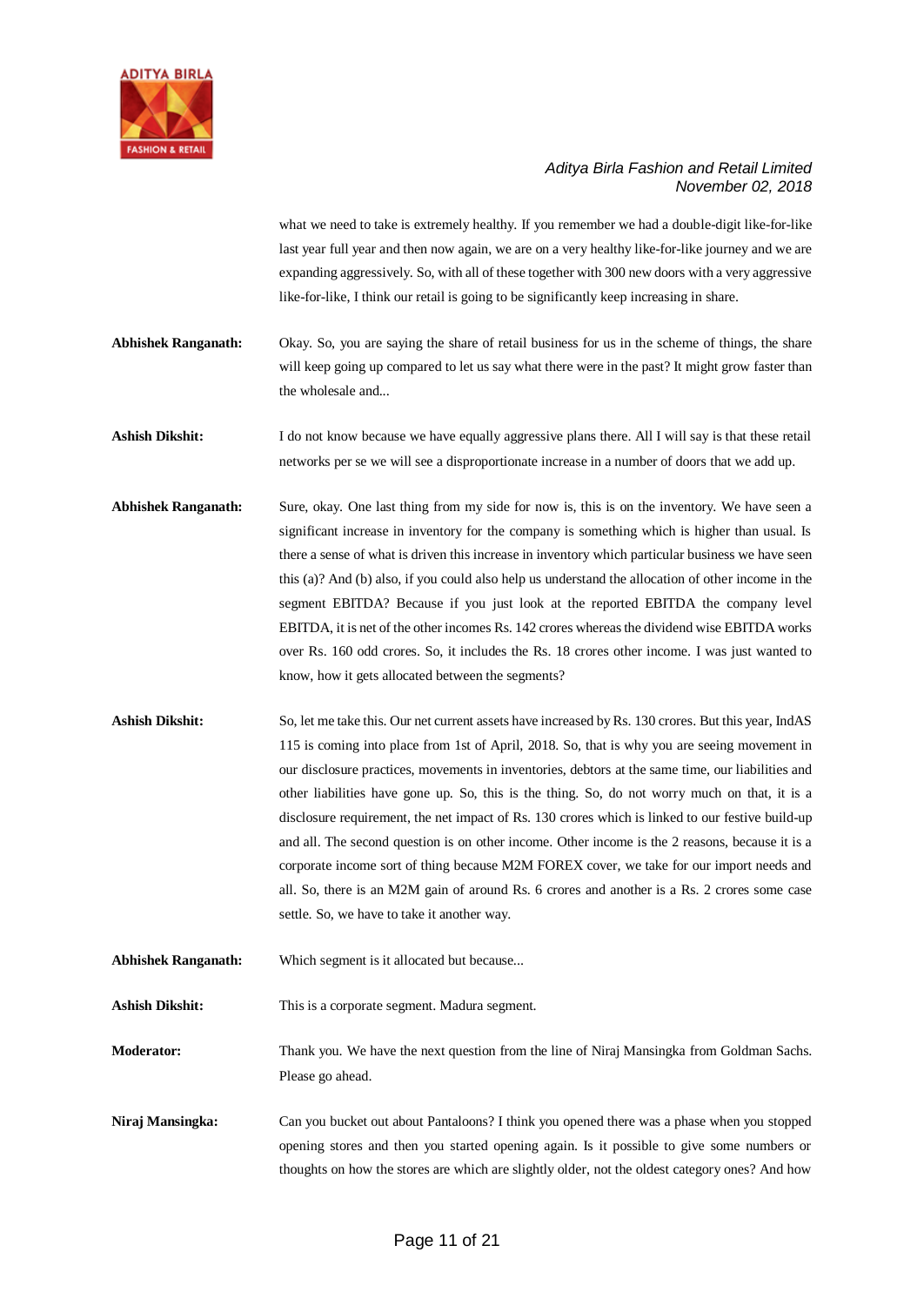what we need to take is extremely healthy. If you remember we had a double-digit like-for-like last year full year and then now again, we are on a very healthy like-for-like journey and we are expanding aggressively. So, with all of these together with 300 new doors with a very aggressive like-for-like, I think our retail is going to be significantly keep increasing in share.

**Abhishek Ranganath:** Okay. So, you are saying the share of retail business for us in the scheme of things, the share will keep going up compared to let us say what there were in the past? It might grow faster than the wholesale and...

**Ashish Dikshit:** I do not know because we have equally aggressive plans there. All I will say is that these retail networks per se we will see a disproportionate increase in a number of doors that we add up.

**Abhishek Ranganath:** Sure, okay. One last thing from my side for now is, this is on the inventory. We have seen a significant increase in inventory for the company is something which is higher than usual. Is there a sense of what is driven this increase in inventory which particular business we have seen this (a)? And (b) also, if you could also help us understand the allocation of other income in the segment EBITDA? Because if you just look at the reported EBITDA the company level EBITDA, it is net of the other incomes Rs. 142 crores whereas the dividend wise EBITDA works over Rs. 160 odd crores. So, it includes the Rs. 18 crores other income. I was just wanted to know, how it gets allocated between the segments?

**Ashish Dikshit:** So, let me take this. Our net current assets have increased by Rs. 130 crores. But this year, IndAS 115 is coming into place from 1st of April, 2018. So, that is why you are seeing movement in our disclosure practices, movements in inventories, debtors at the same time, our liabilities and other liabilities have gone up. So, this is the thing. So, do not worry much on that, it is a disclosure requirement, the net impact of Rs. 130 crores which is linked to our festive build-up and all. The second question is on other income. Other income is the 2 reasons, because it is a corporate income sort of thing because M2M FOREX cover, we take for our import needs and all. So, there is an M2M gain of around Rs. 6 crores and another is a Rs. 2 crores some case settle. So, we have to take it another way.

**Abhishek Ranganath:** Which segment is it allocated but because...

**Ashish Dikshit:** This is a corporate segment. Madura segment.

**Moderator:** Thank you. We have the next question from the line of Niraj Mansingka from Goldman Sachs. Please go ahead.

**Niraj Mansingka:** Can you bucket out about Pantaloons? I think you opened there was a phase when you stopped opening stores and then you started opening again. Is it possible to give some numbers or thoughts on how the stores are which are slightly older, not the oldest category ones? And how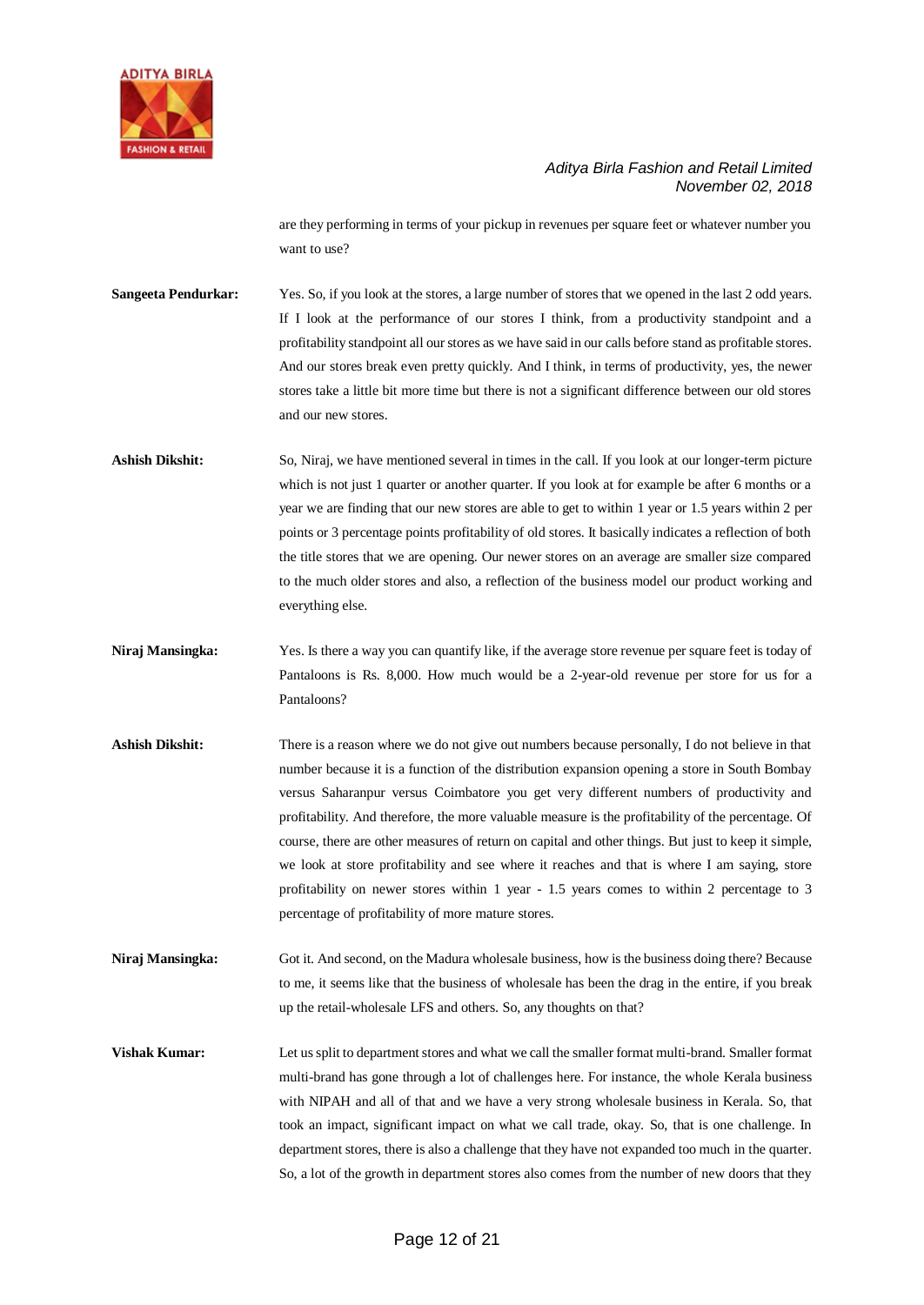are they performing in terms of your pickup in revenues per square feet or whatever number you want to use?

**Sangeeta Pendurkar:** Yes. So, if you look at the stores, a large number of stores that we opened in the last 2 odd years. If I look at the performance of our stores I think, from a productivity standpoint and a profitability standpoint all our stores as we have said in our calls before stand as profitable stores. And our stores break even pretty quickly. And I think, in terms of productivity, yes, the newer stores take a little bit more time but there is not a significant difference between our old stores and our new stores.

**Ashish Dikshit:** So, Niraj, we have mentioned several in times in the call. If you look at our longer-term picture which is not just 1 quarter or another quarter. If you look at for example be after 6 months or a year we are finding that our new stores are able to get to within 1 year or 1.5 years within 2 per points or 3 percentage points profitability of old stores. It basically indicates a reflection of both the title stores that we are opening. Our newer stores on an average are smaller size compared to the much older stores and also, a reflection of the business model our product working and everything else.

**Niraj Mansingka:** Yes. Is there a way you can quantify like, if the average store revenue per square feet is today of Pantaloons is Rs. 8,000. How much would be a 2-year-old revenue per store for us for a Pantaloons?

**Ashish Dikshit:** There is a reason where we do not give out numbers because personally, I do not believe in that number because it is a function of the distribution expansion opening a store in South Bombay versus Saharanpur versus Coimbatore you get very different numbers of productivity and profitability. And therefore, the more valuable measure is the profitability of the percentage. Of course, there are other measures of return on capital and other things. But just to keep it simple, we look at store profitability and see where it reaches and that is where I am saying, store profitability on newer stores within 1 year - 1.5 years comes to within 2 percentage to 3 percentage of profitability of more mature stores.

**Niraj Mansingka:** Got it. And second, on the Madura wholesale business, how is the business doing there? Because to me, it seems like that the business of wholesale has been the drag in the entire, if you break up the retail-wholesale LFS and others. So, any thoughts on that?

**Vishak Kumar:** Let us split to department stores and what we call the smaller format multi-brand. Smaller format multi-brand has gone through a lot of challenges here. For instance, the whole Kerala business with NIPAH and all of that and we have a very strong wholesale business in Kerala. So, that took an impact, significant impact on what we call trade, okay. So, that is one challenge. In department stores, there is also a challenge that they have not expanded too much in the quarter. So, a lot of the growth in department stores also comes from the number of new doors that they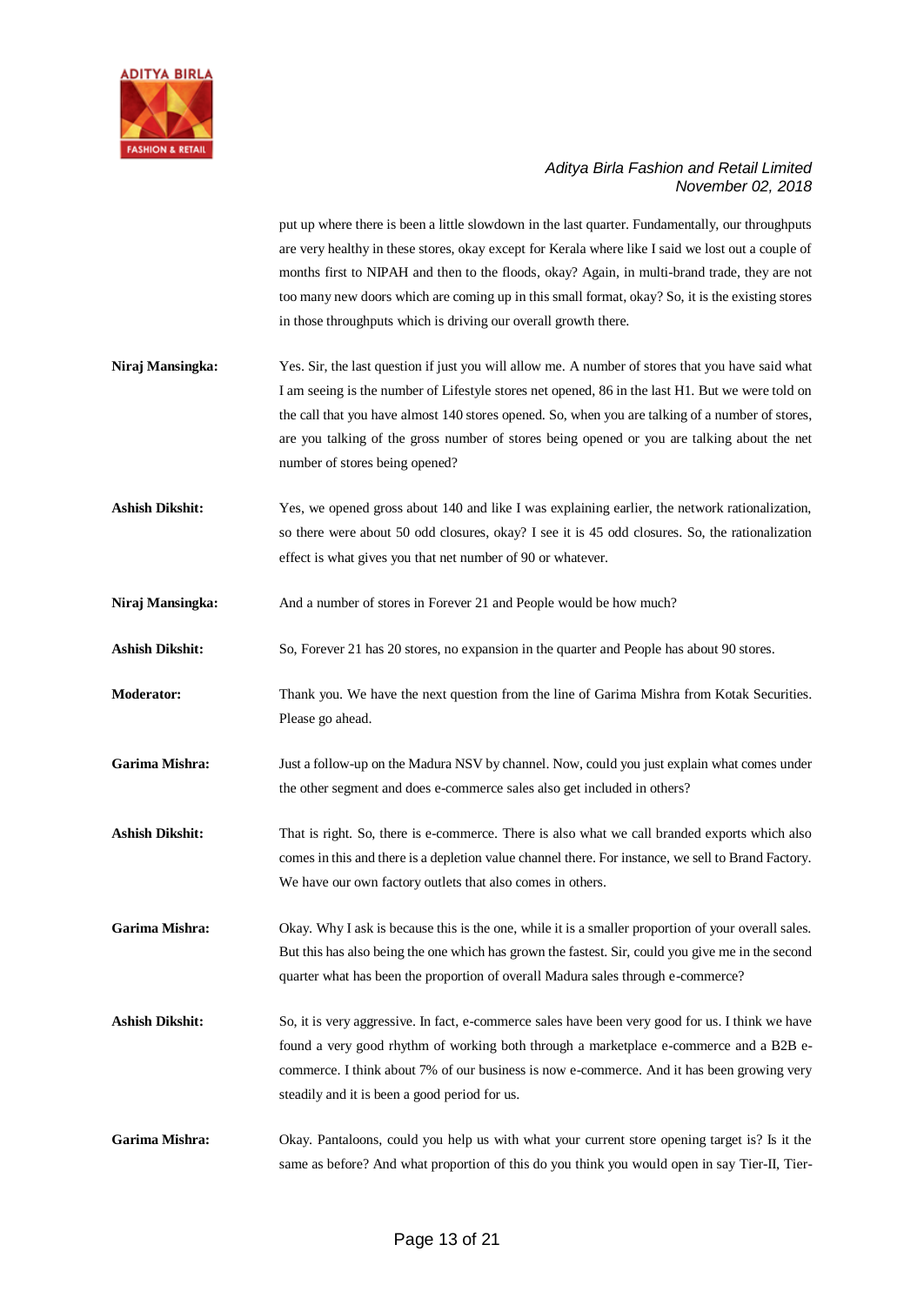put up where there is been a little slowdown in the last quarter. Fundamentally, our throughputs are very healthy in these stores, okay except for Kerala where like I said we lost out a couple of months first to NIPAH and then to the floods, okay? Again, in multi-brand trade, they are not too many new doors which are coming up in this small format, okay? So, it is the existing stores in those throughputs which is driving our overall growth there.

**Niraj Mansingka:** Yes. Sir, the last question if just you will allow me. A number of stores that you have said what I am seeing is the number of Lifestyle stores net opened, 86 in the last H1. But we were told on the call that you have almost 140 stores opened. So, when you are talking of a number of stores, are you talking of the gross number of stores being opened or you are talking about the net number of stores being opened?

**Ashish Dikshit:** Yes, we opened gross about 140 and like I was explaining earlier, the network rationalization, so there were about 50 odd closures, okay? I see it is 45 odd closures. So, the rationalization effect is what gives you that net number of 90 or whatever.

**Niraj Mansingka:** And a number of stores in Forever 21 and People would be how much?

**Ashish Dikshit:** So, Forever 21 has 20 stores, no expansion in the quarter and People has about 90 stores.

**Moderator:** Thank you. We have the next question from the line of Garima Mishra from Kotak Securities. Please go ahead.

**Garima Mishra:** Just a follow-up on the Madura NSV by channel. Now, could you just explain what comes under the other segment and does e-commerce sales also get included in others?

**Ashish Dikshit:** That is right. So, there is e-commerce. There is also what we call branded exports which also comes in this and there is a depletion value channel there. For instance, we sell to Brand Factory. We have our own factory outlets that also comes in others.

**Garima Mishra:** Okay. Why I ask is because this is the one, while it is a smaller proportion of your overall sales. But this has also being the one which has grown the fastest. Sir, could you give me in the second quarter what has been the proportion of overall Madura sales through e-commerce?

**Ashish Dikshit:** So, it is very aggressive. In fact, e-commerce sales have been very good for us. I think we have found a very good rhythm of working both through a marketplace e-commerce and a B2B e-commerce. I think about 7% of our business is now e-commerce. And it has been growing very steadily and it is been a good period for us.

**Garima Mishra:** Okay. Pantaloons, could you help us with what your current store opening target is? Is it the same as before? And what proportion of this do you think you would open in say Tier-II, Tier-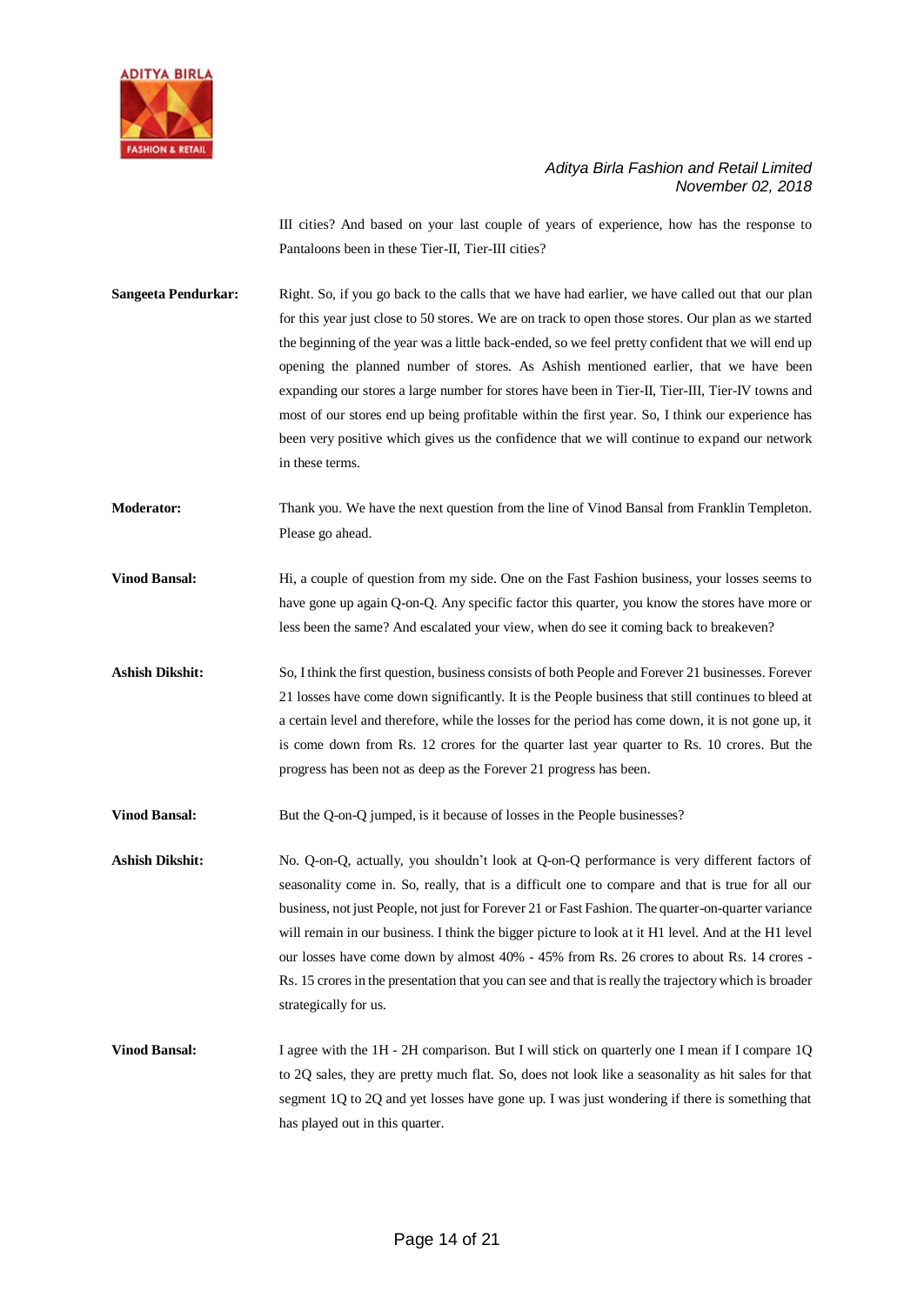III cities? And based on your last couple of years of experience, how has the response to Pantaloons been in these Tier-II, Tier-III cities?

**Sangeeta Pendurkar:** Right. So, if you go back to the calls that we have had earlier, we have called out that our plan for this year just close to 50 stores. We are on track to open those stores. Our plan as we started the beginning of the year was a little back-ended, so we feel pretty confident that we will end up opening the planned number of stores. As Ashish mentioned earlier, that we have been expanding our stores a large number for stores have been in Tier-II, Tier-III, Tier-IV towns and most of our stores end up being profitable within the first year. So, I think our experience has been very positive which gives us the confidence that we will continue to expand our network in these terms.

**Moderator:** Thank you. We have the next question from the line of Vinod Bansal from Franklin Templeton. Please go ahead.

**Vinod Bansal:** Hi, a couple of question from my side. One on the Fast Fashion business, your losses seems to have gone up again Q-on-Q. Any specific factor this quarter, you know the stores have more or less been the same? And escalated your view, when do see it coming back to breakeven?

**Ashish Dikshit:** So, I think the first question, business consists of both People and Forever 21 businesses. Forever 21 losses have come down significantly. It is the People business that still continues to bleed at a certain level and therefore, while the losses for the period has come down, it is not gone up, it is come down from Rs. 12 crores for the quarter last year quarter to Rs. 10 crores. But the progress has been not as deep as the Forever 21 progress has been.

**Vinod Bansal:** But the Q-on-Q jumped, is it because of losses in the People businesses?

**Ashish Dikshit:** No. Q-on-Q, actually, you shouldn't look at Q-on-Q performance is very different factors of seasonality come in. So, really, that is a difficult one to compare and that is true for all our business, not just People, not just for Forever 21 or Fast Fashion. The quarter-on-quarter variance will remain in our business. I think the bigger picture to look at it H1 level. And at the H1 level our losses have come down by almost 40% - 45% from Rs. 26 crores to about Rs. 14 crores - Rs. 15 crores in the presentation that you can see and that is really the trajectory which is broader strategically for us.

**Vinod Bansal:** I agree with the 1H - 2H comparison. But I will stick on quarterly one I mean if I compare 1Q to 2Q sales, they are pretty much flat. So, does not look like a seasonality as hit sales for that segment 1Q to 2Q and yet losses have gone up. I was just wondering if there is something that has played out in this quarter.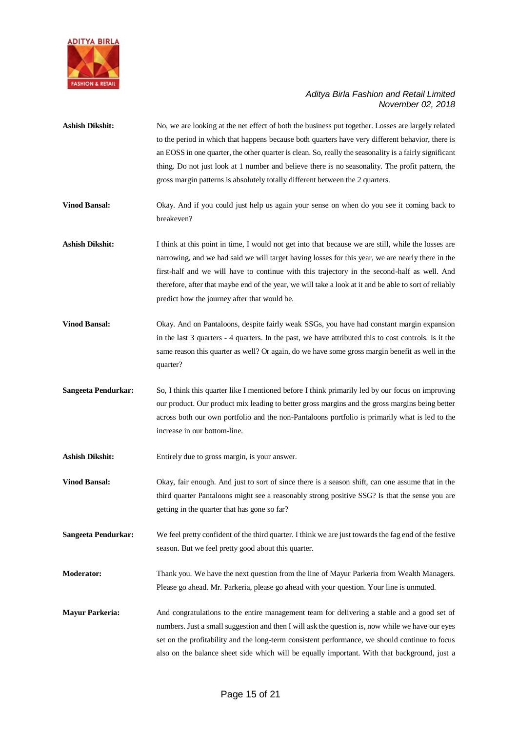**Ashish Dikshit:** No, we are looking at the net effect of both the business put together. Losses are largely related to the period in which that happens because both quarters have very different behavior, there is an EOSS in one quarter, the other quarter is clean. So, really the seasonality is a fairly significant thing. Do not just look at 1 number and believe there is no seasonality. The profit pattern, the gross margin patterns is absolutely totally different between the 2 quarters.

**Vinod Bansal:** Okay. And if you could just help us again your sense on when do you see it coming back to breakeven?

**Ashish Dikshit:** I think at this point in time, I would not get into that because we are still, while the losses are narrowing, and we had said we will target having losses for this year, we are nearly there in the first-half and we will have to continue with this trajectory in the second-half as well. And therefore, after that maybe end of the year, we will take a look at it and be able to sort of reliably predict how the journey after that would be.

**Vinod Bansal:** Okay. And on Pantaloons, despite fairly weak SSGs, you have had constant margin expansion in the last 3 quarters - 4 quarters. In the past, we have attributed this to cost controls. Is it the same reason this quarter as well? Or again, do we have some gross margin benefit as well in the quarter?

**Sangeeta Pendurkar:** So, I think this quarter like I mentioned before I think primarily led by our focus on improving our product. Our product mix leading to better gross margins and the gross margins being better across both our own portfolio and the non-Pantaloons portfolio is primarily what is led to the increase in our bottom-line.

**Ashish Dikshit:** Entirely due to gross margin, is your answer.

**Vinod Bansal:** Okay, fair enough. And just to sort of since there is a season shift, can one assume that in the third quarter Pantaloons might see a reasonably strong positive SSG? Is that the sense you are getting in the quarter that has gone so far?

**Sangeeta Pendurkar:** We feel pretty confident of the third quarter. I think we are just towards the fag end of the festive season. But we feel pretty good about this quarter.

**Moderator:** Thank you. We have the next question from the line of Mayur Parkeria from Wealth Managers. Please go ahead. Mr. Parkeria, please go ahead with your question. Your line is unmuted.

**Mayur Parkeria:** And congratulations to the entire management team for delivering a stable and a good set of numbers. Just a small suggestion and then I will ask the question is, now while we have our eyes set on the profitability and the long-term consistent performance, we should continue to focus also on the balance sheet side which will be equally important. With that background, just a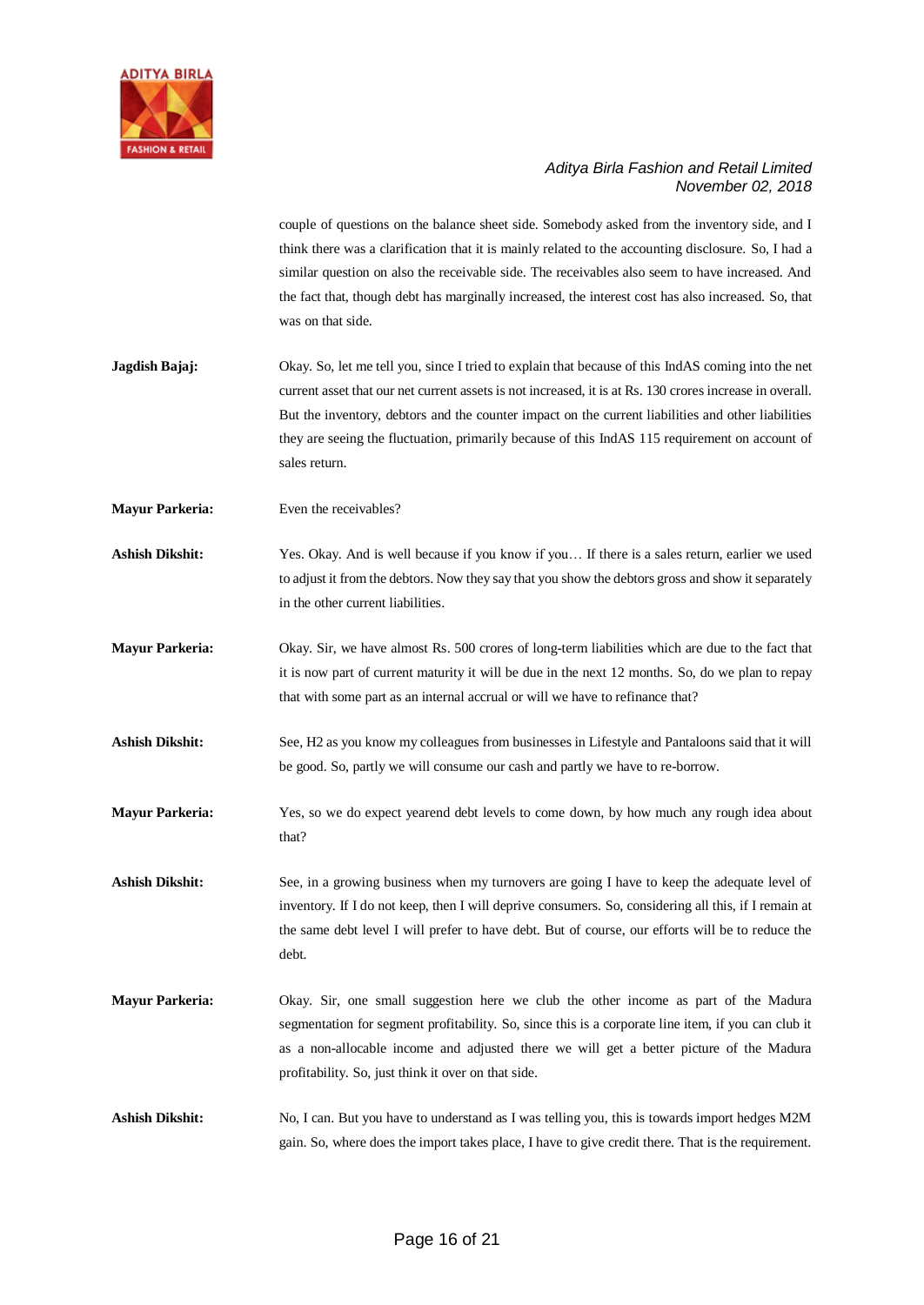couple of questions on the balance sheet side. Somebody asked from the inventory side, and I think there was a clarification that it is mainly related to the accounting disclosure. So, I had a similar question on also the receivable side. The receivables also seem to have increased. And the fact that, though debt has marginally increased, the interest cost has also increased. So, that was on that side.

**Jagdish Bajaj:** Okay. So, let me tell you, since I tried to explain that because of this IndAS coming into the net current asset that our net current assets is not increased, it is at Rs. 130 crores increase in overall. But the inventory, debtors and the counter impact on the current liabilities and other liabilities they are seeing the fluctuation, primarily because of this IndAS 115 requirement on account of sales return.

**Mayur Parkeria:** Even the receivables?

**Ashish Dikshit:** Yes. Okay. And is well because if you know if you… If there is a sales return, earlier we used to adjust it from the debtors. Now they say that you show the debtors gross and show it separately in the other current liabilities.

**Mayur Parkeria:** Okay. Sir, we have almost Rs. 500 crores of long-term liabilities which are due to the fact that it is now part of current maturity it will be due in the next 12 months. So, do we plan to repay that with some part as an internal accrual or will we have to refinance that?

**Ashish Dikshit:** See, H2 as you know my colleagues from businesses in Lifestyle and Pantaloons said that it will be good. So, partly we will consume our cash and partly we have to re-borrow.

**Mayur Parkeria:** Yes, so we do expect yearend debt levels to come down, by how much any rough idea about that?

**Ashish Dikshit:** See, in a growing business when my turnovers are going I have to keep the adequate level of inventory. If I do not keep, then I will deprive consumers. So, considering all this, if I remain at the same debt level I will prefer to have debt. But of course, our efforts will be to reduce the debt.

**Mayur Parkeria:** Okay. Sir, one small suggestion here we club the other income as part of the Madura segmentation for segment profitability. So, since this is a corporate line item, if you can club it as a non-allocable income and adjusted there we will get a better picture of the Madura profitability. So, just think it over on that side.

**Ashish Dikshit:** No, I can. But you have to understand as I was telling you, this is towards import hedges M2M gain. So, where does the import takes place, I have to give credit there. That is the requirement.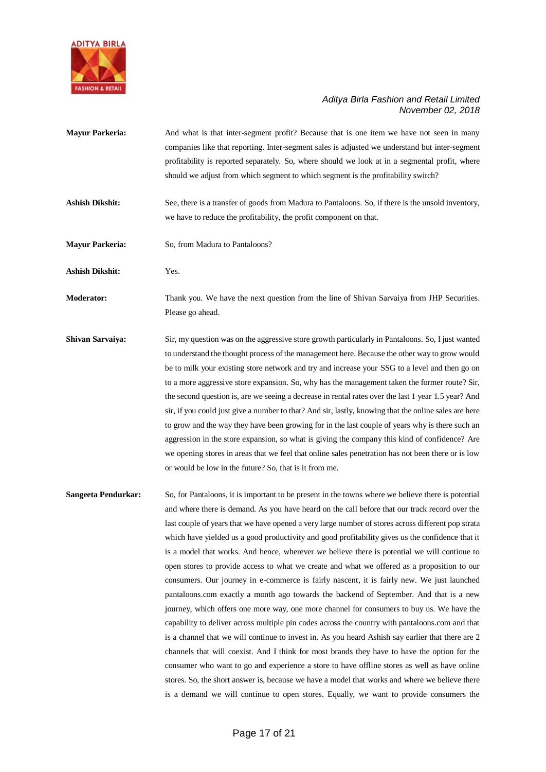**Mayur Parkeria:** And what is that inter-segment profit? Because that is one item we have not seen in many companies like that reporting. Inter-segment sales is adjusted we understand but inter-segment profitability is reported separately. So, where should we look at in a segmental profit, where should we adjust from which segment to which segment is the profitability switch?

**Ashish Dikshit:** See, there is a transfer of goods from Madura to Pantaloons. So, if there is the unsold inventory, we have to reduce the profitability, the profit component on that.

**Mayur Parkeria:** So, from Madura to Pantaloons?

**Ashish Dikshit:** Yes.

**Moderator:** Thank you. We have the next question from the line of Shivan Sarvaiya from JHP Securities. Please go ahead.

**Shivan Sarvaiya:** Sir, my question was on the aggressive store growth particularly in Pantaloons. So, I just wanted to understand the thought process of the management here. Because the other way to grow would be to milk your existing store network and try and increase your SSG to a level and then go on to a more aggressive store expansion. So, why has the management taken the former route? Sir, the second question is, are we seeing a decrease in rental rates over the last 1 year 1.5 year? And sir, if you could just give a number to that? And sir, lastly, knowing that the online sales are here to grow and the way they have been growing for in the last couple of years why is there such an aggression in the store expansion, so what is giving the company this kind of confidence? Are we opening stores in areas that we feel that online sales penetration has not been there or is low or would be low in the future? So, that is it from me.

**Sangeeta Pendurkar:** So, for Pantaloons, it is important to be present in the towns where we believe there is potential and where there is demand. As you have heard on the call before that our track record over the last couple of years that we have opened a very large number of stores across different pop strata which have yielded us a good productivity and good profitability gives us the confidence that it is a model that works. And hence, wherever we believe there is potential we will continue to open stores to provide access to what we create and what we offered as a proposition to our consumers. Our journey in e-commerce is fairly nascent, it is fairly new. We just launched pantaloons.com exactly a month ago towards the backend of September. And that is a new journey, which offers one more way, one more channel for consumers to buy us. We have the capability to deliver across multiple pin codes across the country with pantaloons.com and that is a channel that we will continue to invest in. As you heard Ashish say earlier that there are 2 channels that will coexist. And I think for most brands they have to have the option for the consumer who want to go and experience a store to have offline stores as well as have online stores. So, the short answer is, because we have a model that works and where we believe there is a demand we will continue to open stores. Equally, we want to provide consumers the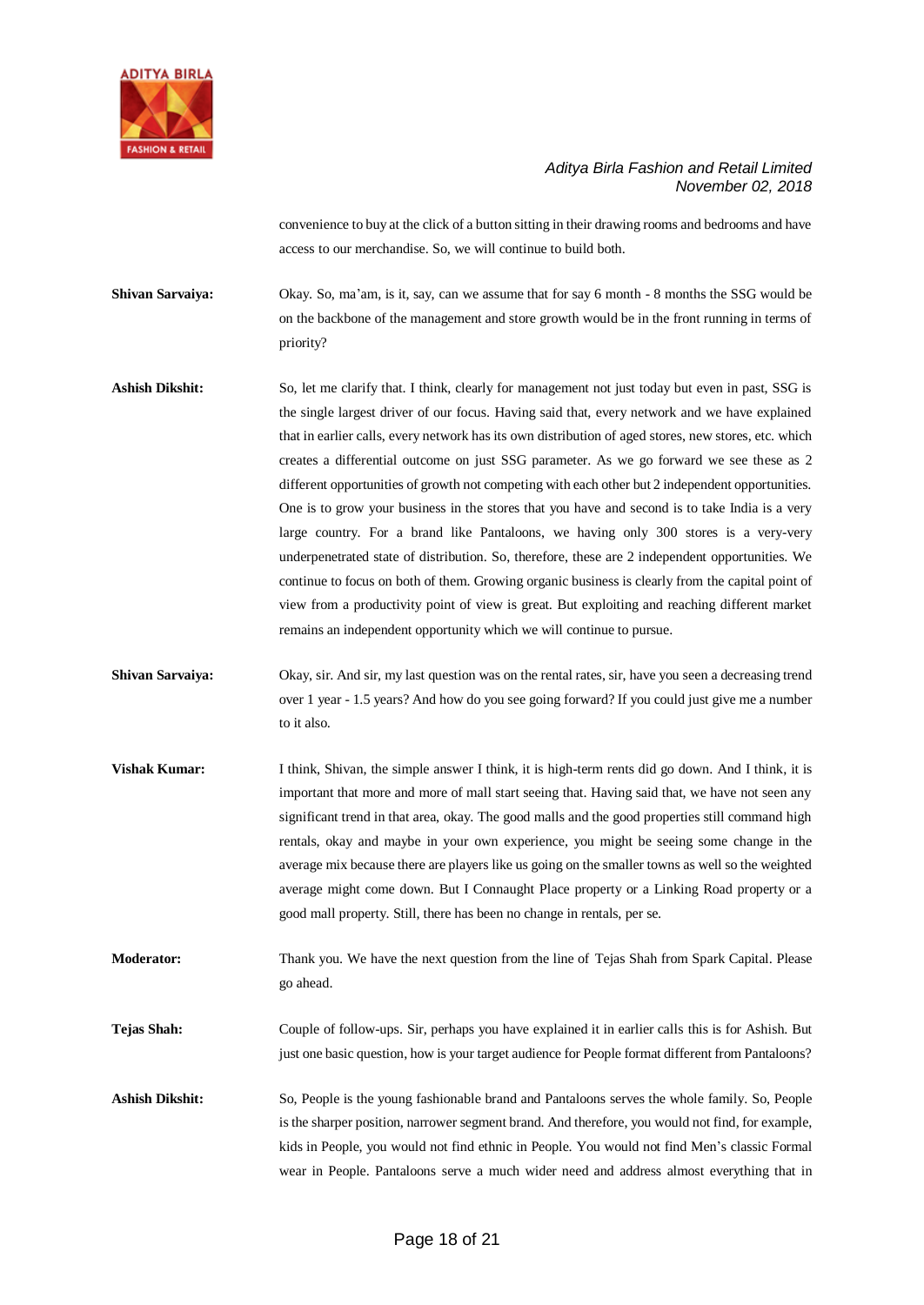convenience to buy at the click of a button sitting in their drawing rooms and bedrooms and have access to our merchandise. So, we will continue to build both.

**Shivan Sarvaiya:** Okay. So, ma'am, is it, say, can we assume that for say 6 month - 8 months the SSG would be on the backbone of the management and store growth would be in the front running in terms of priority?

**Ashish Dikshit:** So, let me clarify that. I think, clearly for management not just today but even in past, SSG is the single largest driver of our focus. Having said that, every network and we have explained that in earlier calls, every network has its own distribution of aged stores, new stores, etc. which creates a differential outcome on just SSG parameter. As we go forward we see these as 2 different opportunities of growth not competing with each other but 2 independent opportunities. One is to grow your business in the stores that you have and second is to take India is a very large country. For a brand like Pantaloons, we having only 300 stores is a very-very underpenetrated state of distribution. So, therefore, these are 2 independent opportunities. We continue to focus on both of them. Growing organic business is clearly from the capital point of view from a productivity point of view is great. But exploiting and reaching different market remains an independent opportunity which we will continue to pursue.

**Shivan Sarvaiya:** Okay, sir. And sir, my last question was on the rental rates, sir, have you seen a decreasing trend over 1 year - 1.5 years? And how do you see going forward? If you could just give me a number to it also.

**Vishak Kumar:** I think, Shivan, the simple answer I think, it is high-term rents did go down. And I think, it is important that more and more of mall start seeing that. Having said that, we have not seen any significant trend in that area, okay. The good malls and the good properties still command high rentals, okay and maybe in your own experience, you might be seeing some change in the average mix because there are players like us going on the smaller towns as well so the weighted average might come down. But I Connaught Place property or a Linking Road property or a good mall property. Still, there has been no change in rentals, per se.

**Moderator:** Thank you. We have the next question from the line of Tejas Shah from Spark Capital. Please go ahead.

**Tejas Shah:** Couple of follow-ups. Sir, perhaps you have explained it in earlier calls this is for Ashish. But just one basic question, how is your target audience for People format different from Pantaloons?

**Ashish Dikshit:** So, People is the young fashionable brand and Pantaloons serves the whole family. So, People is the sharper position, narrower segment brand. And therefore, you would not find, for example, kids in People, you would not find ethnic in People. You would not find Men's classic Formal wear in People. Pantaloons serve a much wider need and address almost everything that in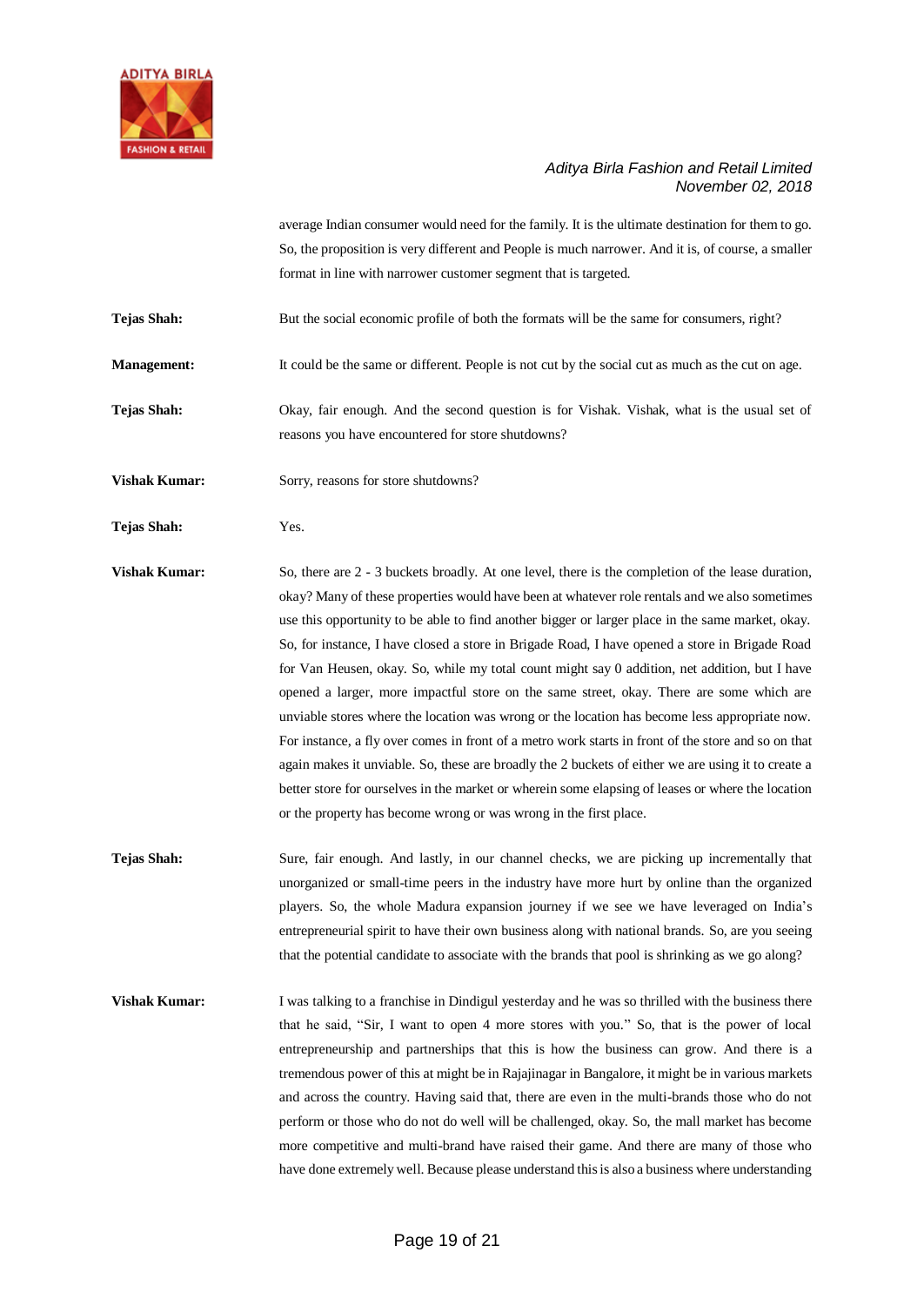average Indian consumer would need for the family. It is the ultimate destination for them to go. So, the proposition is very different and People is much narrower. And it is, of course, a smaller format in line with narrower customer segment that is targeted.

**Tejas Shah:** But the social economic profile of both the formats will be the same for consumers, right?

**Management:** It could be the same or different. People is not cut by the social cut as much as the cut on age.

**Tejas Shah:** Okay, fair enough. And the second question is for Vishak. Vishak, what is the usual set of reasons you have encountered for store shutdowns?

**Vishak Kumar:** Sorry, reasons for store shutdowns?

**Tejas Shah:** Yes.

**Vishak Kumar:** So, there are 2 - 3 buckets broadly. At one level, there is the completion of the lease duration, okay? Many of these properties would have been at whatever role rentals and we also sometimes use this opportunity to be able to find another bigger or larger place in the same market, okay. So, for instance, I have closed a store in Brigade Road, I have opened a store in Brigade Road for Van Heusen, okay. So, while my total count might say 0 addition, net addition, but I have opened a larger, more impactful store on the same street, okay. There are some which are unviable stores where the location was wrong or the location has become less appropriate now. For instance, a fly over comes in front of a metro work starts in front of the store and so on that again makes it unviable. So, these are broadly the 2 buckets of either we are using it to create a better store for ourselves in the market or wherein some elapsing of leases or where the location or the property has become wrong or was wrong in the first place.

**Tejas Shah:** Sure, fair enough. And lastly, in our channel checks, we are picking up incrementally that unorganized or small-time peers in the industry have more hurt by online than the organized players. So, the whole Madura expansion journey if we see we have leveraged on India's entrepreneurial spirit to have their own business along with national brands. So, are you seeing that the potential candidate to associate with the brands that pool is shrinking as we go along?

**Vishak Kumar:** I was talking to a franchise in Dindigul yesterday and he was so thrilled with the business there that he said, "Sir, I want to open 4 more stores with you." So, that is the power of local entrepreneurship and partnerships that this is how the business can grow. And there is a tremendous power of this at might be in Rajajinagar in Bangalore, it might be in various markets and across the country. Having said that, there are even in the multi-brands those who do not perform or those who do not do well will be challenged, okay. So, the mall market has become more competitive and multi-brand have raised their game. And there are many of those who have done extremely well. Because please understand this is also a business where understanding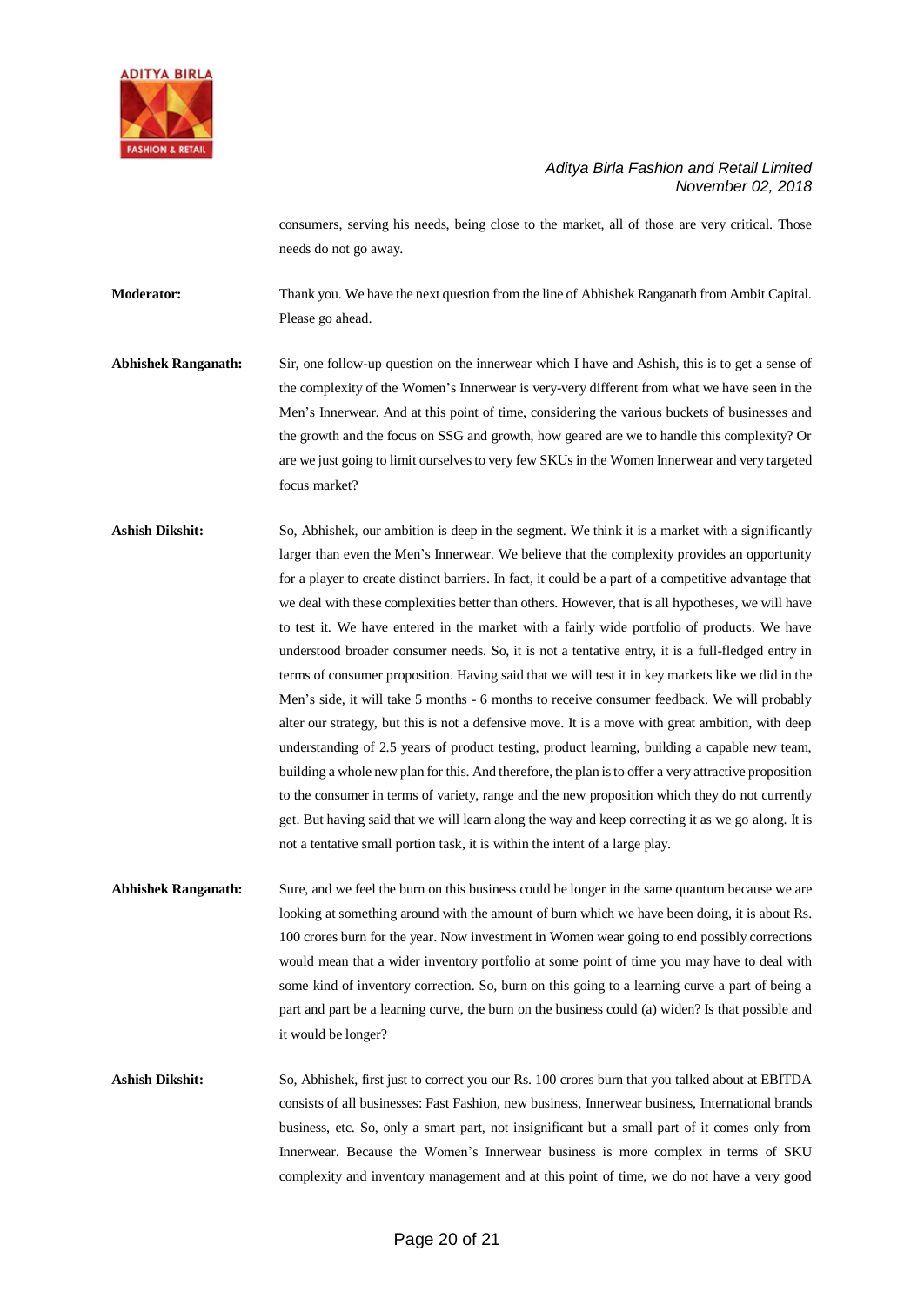consumers, serving his needs, being close to the market, all of those are very critical. Those needs do not go away.

**Moderator:** Thank you. We have the next question from the line of Abhishek Ranganath from Ambit Capital. Please go ahead.

**Abhishek Ranganath:** Sir, one follow-up question on the innerwear which I have and Ashish, this is to get a sense of the complexity of the Women's Innerwear is very-very different from what we have seen in the Men's Innerwear. And at this point of time, considering the various buckets of businesses and the growth and the focus on SSG and growth, how geared are we to handle this complexity? Or are we just going to limit ourselves to very few SKUs in the Women Innerwear and very targeted focus market?

**Ashish Dikshit:** So, Abhishek, our ambition is deep in the segment. We think it is a market with a significantly larger than even the Men's Innerwear. We believe that the complexity provides an opportunity for a player to create distinct barriers. In fact, it could be a part of a competitive advantage that we deal with these complexities better than others. However, that is all hypotheses, we will have to test it. We have entered in the market with a fairly wide portfolio of products. We have understood broader consumer needs. So, it is not a tentative entry, it is a full-fledged entry in terms of consumer proposition. Having said that we will test it in key markets like we did in the Men's side, it will take 5 months - 6 months to receive consumer feedback. We will probably alter our strategy, but this is not a defensive move. It is a move with great ambition, with deep understanding of 2.5 years of product testing, product learning, building a capable new team, building a whole new plan for this. And therefore, the plan is to offer a very attractive proposition to the consumer in terms of variety, range and the new proposition which they do not currently get. But having said that we will learn along the way and keep correcting it as we go along. It is not a tentative small portion task, it is within the intent of a large play.

**Abhishek Ranganath:** Sure, and we feel the burn on this business could be longer in the same quantum because we are looking at something around with the amount of burn which we have been doing, it is about Rs. 100 crores burn for the year. Now investment in Women wear going to end possibly corrections would mean that a wider inventory portfolio at some point of time you may have to deal with some kind of inventory correction. So, burn on this going to a learning curve a part of being a part and part be a learning curve, the burn on the business could (a) widen? Is that possible and it would be longer?

**Ashish Dikshit:** So, Abhishek, first just to correct you our Rs. 100 crores burn that you talked about at EBITDA consists of all businesses: Fast Fashion, new business, Innerwear business, International brands business, etc. So, only a smart part, not insignificant but a small part of it comes only from Innerwear. Because the Women's Innerwear business is more complex in terms of SKU complexity and inventory management and at this point of time, we do not have a very good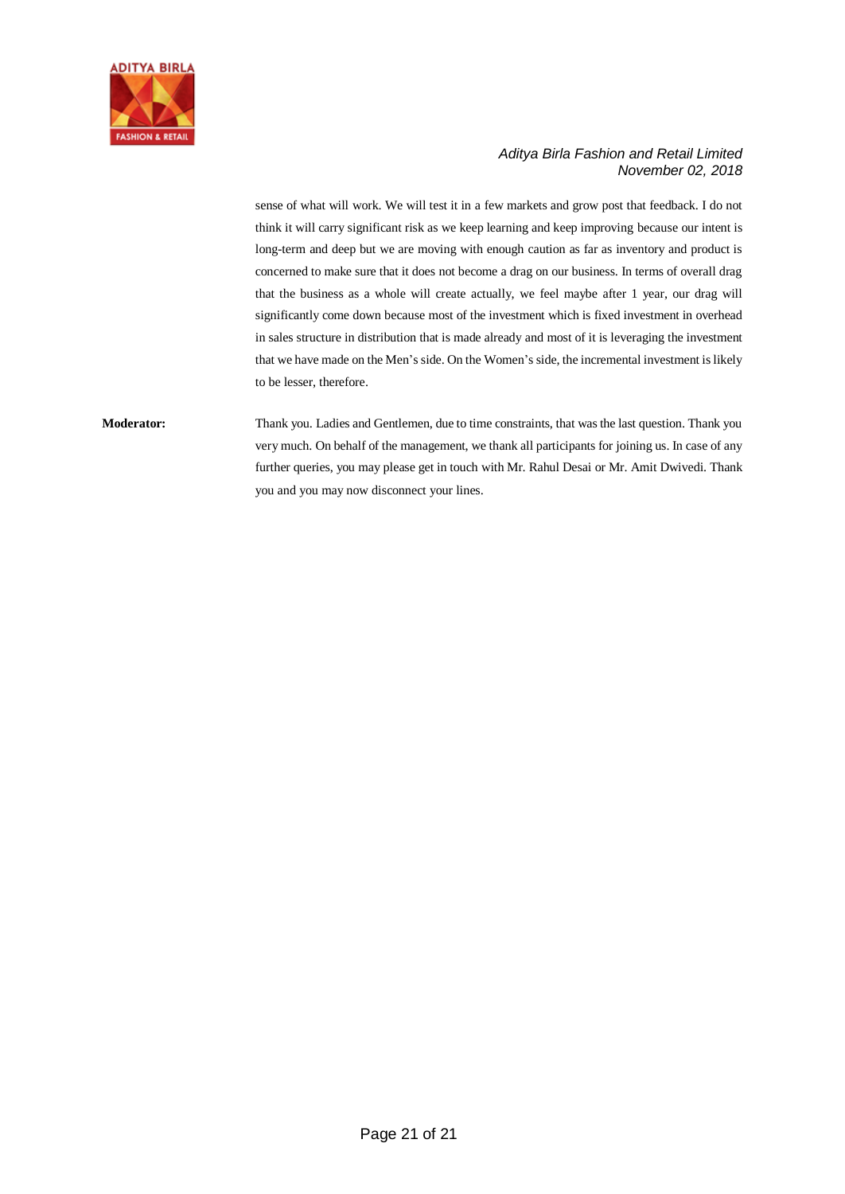sense of what will work. We will test it in a few markets and grow post that feedback. I do not think it will carry significant risk as we keep learning and keep improving because our intent is long-term and deep but we are moving with enough caution as far as inventory and product is concerned to make sure that it does not become a drag on our business. In terms of overall drag that the business as a whole will create actually, we feel maybe after 1 year, our drag will significantly come down because most of the investment which is fixed investment in overhead in sales structure in distribution that is made already and most of it is leveraging the investment that we have made on the Men's side. On the Women's side, the incremental investment is likely to be lesser, therefore.

**Moderator:** Thank you. Ladies and Gentlemen, due to time constraints, that was the last question. Thank you very much. On behalf of the management, we thank all participants for joining us. In case of any further queries, you may please get in touch with Mr. Rahul Desai or Mr. Amit Dwivedi. Thank you and you may now disconnect your lines.